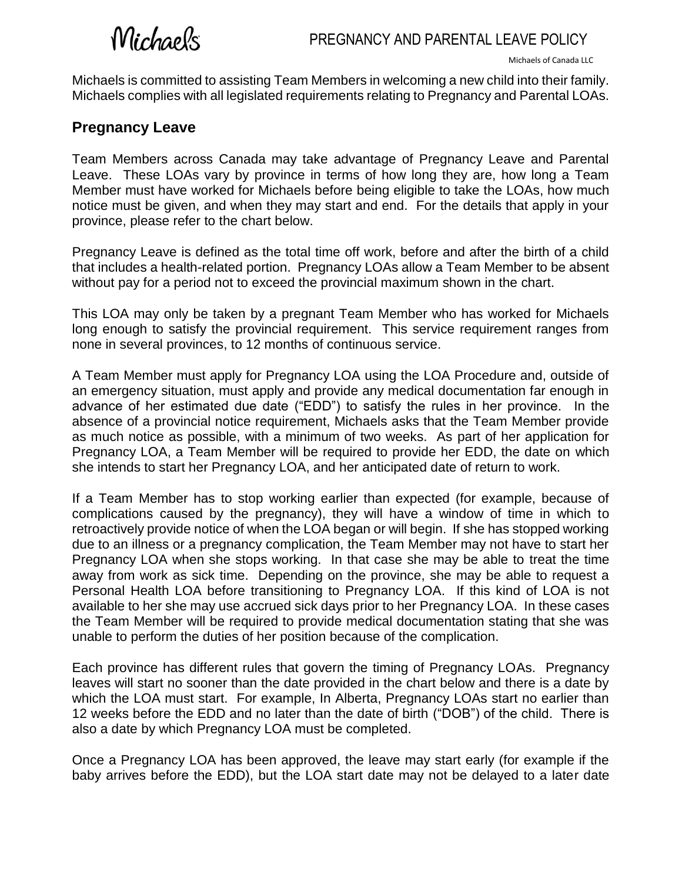# PREGNANCY AND PARENTAL LEAVE POLICY

Michaels of Canada LLC

Michaels is committed to assisting Team Members in welcoming a new child into their family. Michaels complies with all legislated requirements relating to Pregnancy and Parental LOAs.

## Pregnancy Leave

Team Members across Canada may take advantage of Pregnancy Leave and Parental Leave. These LOAs vary by province in terms of how long they are, how long a Team Member must have worked for Michaels before being eligible to take the LOAs, how much notice must be given, and when they may start and end. For the details that apply in your province, please refer to the chart below.

Pregnancy Leave is defined as the total time off work, before and after the birth of a child that includes a health-related portion. Pregnancy LOAs allow a Team Member to be absent without pay for a period not to exceed the provincial maximum shown in the chart.

This LOA may only be taken by a pregnant Team Member who has worked for Michaels long enough to satisfy the provincial requirement. This service requirement ranges from none in several provinces, to 12 months of continuous service.

A Team Member must apply for Pregnancy LOA using the LOA Procedure and, outside of an emergency situation, must apply and provide any medical documentation far enough in advance of her estimated due date ("EDD") to satisfy the rules in her province. In the absence of a provincial notice requirement, Michaels asks that the Team Member provide as much notice as possible, with a minimum of two weeks. As part of her application for Pregnancy LOA, a Team Member will be required to provide her EDD, the date on which she intends to start her Pregnancy LOA, and her anticipated date of return to work.

If a Team Member has to stop working earlier than expected (for example, because of complications caused by the pregnancy), they will have a window of time in which to retroactively provide notice of when the LOA began or will begin. If she has stopped working due to an illness or a pregnancy complication, the Team Member may not have to start her Pregnancy LOA when she stops working. In that case she may be able to treat the time away from work as sick time. Depending on the province, she may be able to request a Personal Health LOA before transitioning to Pregnancy LOA. If this kind of LOA is not available to her she may use accrued sick days prior to her Pregnancy LOA. In these cases the Team Member will be required to provide medical documentation stating that she was unable to perform the duties of her position because of the complication.

Each province has different rules that govern the timing of Pregnancy LOAs. Pregnancy leaves will start no sooner than the date provided in the chart below and there is a date by which the LOA must start. For example, In Alberta, Pregnancy LOAs start no earlier than 12 weeks before the EDD and no later than the date of birth ("DOB") of the child. There is also a date by which Pregnancy LOA must be completed.

Once a Pregnancy LOA has been approved, the leave may start early (for example if the baby arrives before the EDD), but the LOA start date may not be delayed to a later date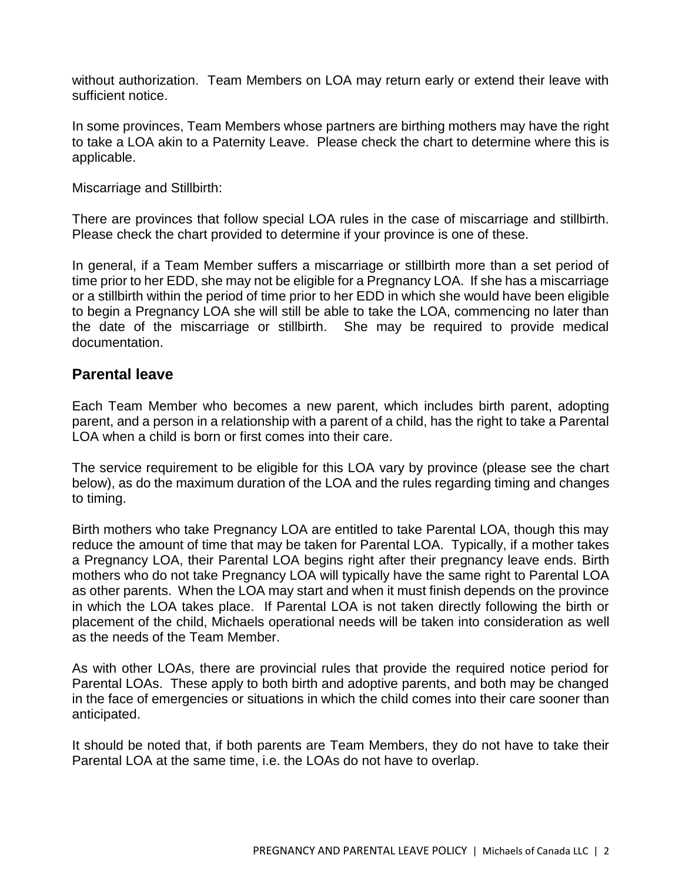without authorization. Team Members on LOA may return early or extend their leave with sufficient notice.

In some provinces, Team Members whose partners are birthing mothers may have the right to take a LOA akin to a Paternity Leave. Please check the chart to determine where this is applicable.

Miscarriage and Stillbirth:

There are provinces that follow special LOA rules in the case of miscarriage and stillbirth. Please check the chart provided to determine if your province is one of these.

In general, if a Team Member suffers a miscarriage or stillbirth more than a set period of time prior to her EDD, she may not be eligible for a Pregnancy LOA. If she has a miscarriage or a stillbirth within the period of time prior to her EDD in which she would have been eligible to begin a Pregnancy LOA she will still be able to take the LOA, commencing no later than the date of the miscarriage or stillbirth. She may be required to provide medical documentation.

## Parental leave

Each Team Member who becomes a new parent, which includes birth parent, adopting parent, and a person in a relationship with a parent of a child, has the right to take a Parental LOA when a child is born or first comes into their care.

The service requirement to be eligible for this LOA vary by province (please see the chart below), as do the maximum duration of the LOA and the rules regarding timing and changes to timing.

Birth mothers who take Pregnancy LOA are entitled to take Parental LOA, though this may reduce the amount of time that may be taken for Parental LOA. Typically, if a mother takes a Pregnancy LOA, their Parental LOA begins right after their pregnancy leave ends. Birth mothers who do not take Pregnancy LOA will typically have the same right to Parental LOA as other parents. When the LOA may start and when it must finish depends on the province in which the LOA takes place. If Parental LOA is not taken directly following the birth or placement of the child, Michaels operational needs will be taken into consideration as well as the needs of the Team Member.

As with other LOAs, there are provincial rules that provide the required notice period for Parental LOAs. These apply to both birth and adoptive parents, and both may be changed in the face of emergencies or situations in which the child comes into their care sooner than anticipated.

It should be noted that, if both parents are Team Members, they do not have to take their Parental LOA at the same time, i.e. the LOAs do not have to overlap.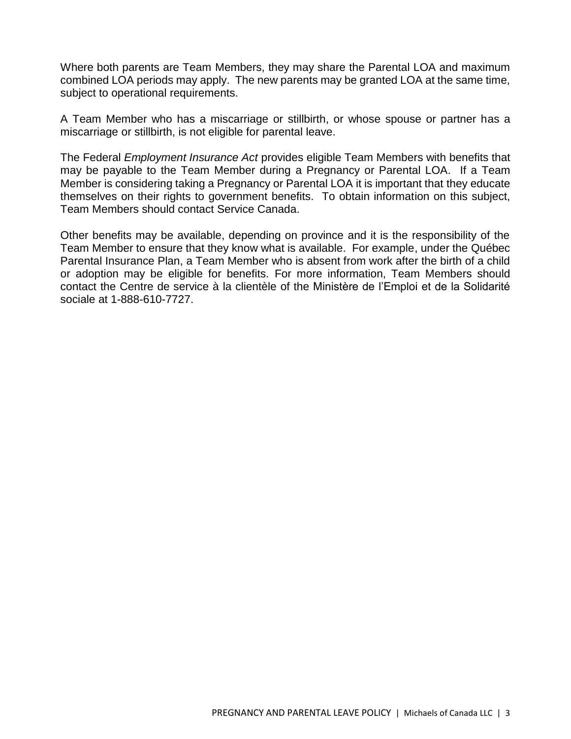Where both parents are Team Members, they may share the Parental LOA and maximum combined LOA periods may apply. The new parents may be granted LOA at the same time, subject to operational requirements.

A Team Member who has a miscarriage or stillbirth, or whose spouse or partner has a miscarriage or stillbirth, is not eligible for parental leave.

The Federal *Employment Insurance Act* provides eligible Team Members with benefits that may be payable to the Team Member during a Pregnancy or Parental LOA. If a Team Member is considering taking a Pregnancy or Parental LOA it is important that they educate themselves on their rights to government benefits. To obtain information on this subject, Team Members should contact Service Canada.

Other benefits may be available, depending on province and it is the responsibility of the Team Member to ensure that they know what is available. For example, under the Québec Parental Insurance Plan, a Team Member who is absent from work after the birth of a child or adoption may be eligible for benefits. For more information, Team Members should contact the Centre de service à la clientèle of the Ministère de l'Emploi et de la Solidarité sociale at 1-888-610-7727.